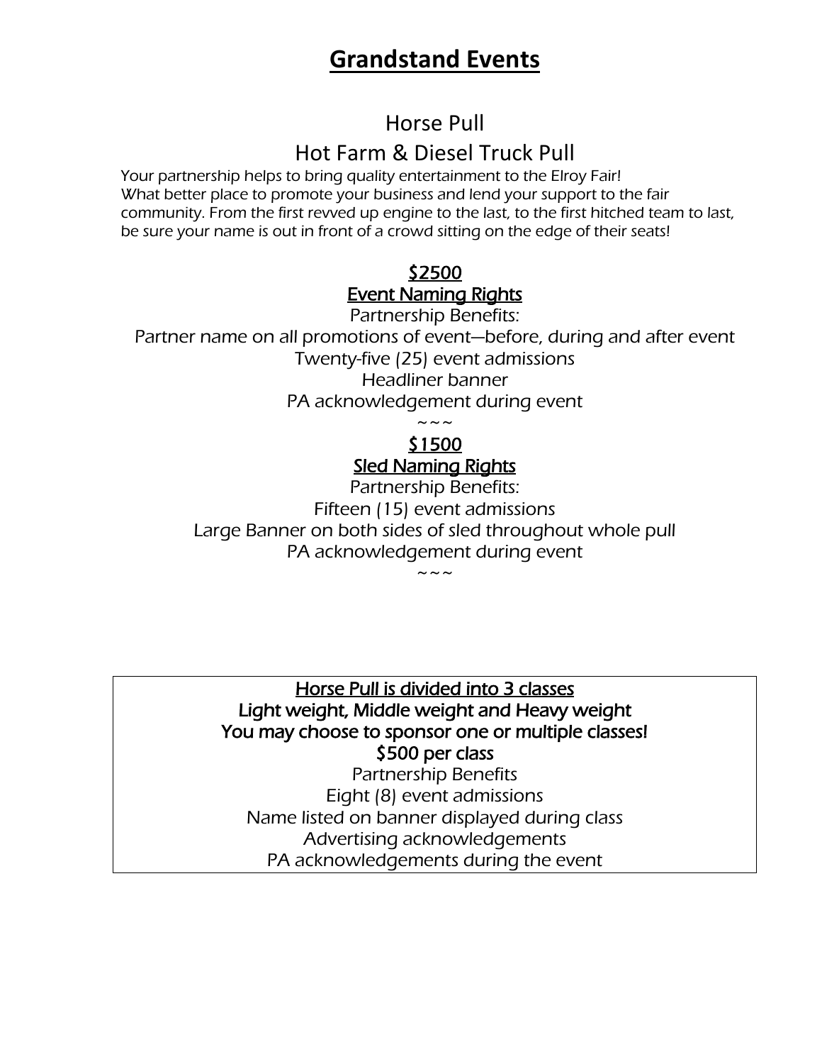# Grandstand Events

## Horse Pull

## Hot Farm & Diesel Truck Pull

Your partnership helps to bring quality entertainment to the Elroy Fair!
What better place to promote your business and lend your support to the fair community. From the first revved up engine to the last, to the first hitched team to last, be sure your name is out in front of a crowd sitting on the edge of their seats!

### $2500
### Event Naming Rights

Partnership Benefits:

Partner name on all promotions of event—before, during and after event

Twenty-five (25) event admissions

Headliner banner

PA acknowledgement during event

~~~

### $1500
### Sled Naming Rights

Partnership Benefits:

Fifteen (15) event admissions

Large Banner on both sides of sled throughout whole pull

PA acknowledgement during event

~~~

---

**Horse Pull is divided into 3 classes**

**Light weight, Middle weight and Heavy weight**

**You may choose to sponsor one or multiple classes!**

**$500 per class**

Partnership Benefits

Eight (8) event admissions

Name listed on banner displayed during class

Advertising acknowledgements

PA acknowledgements during the event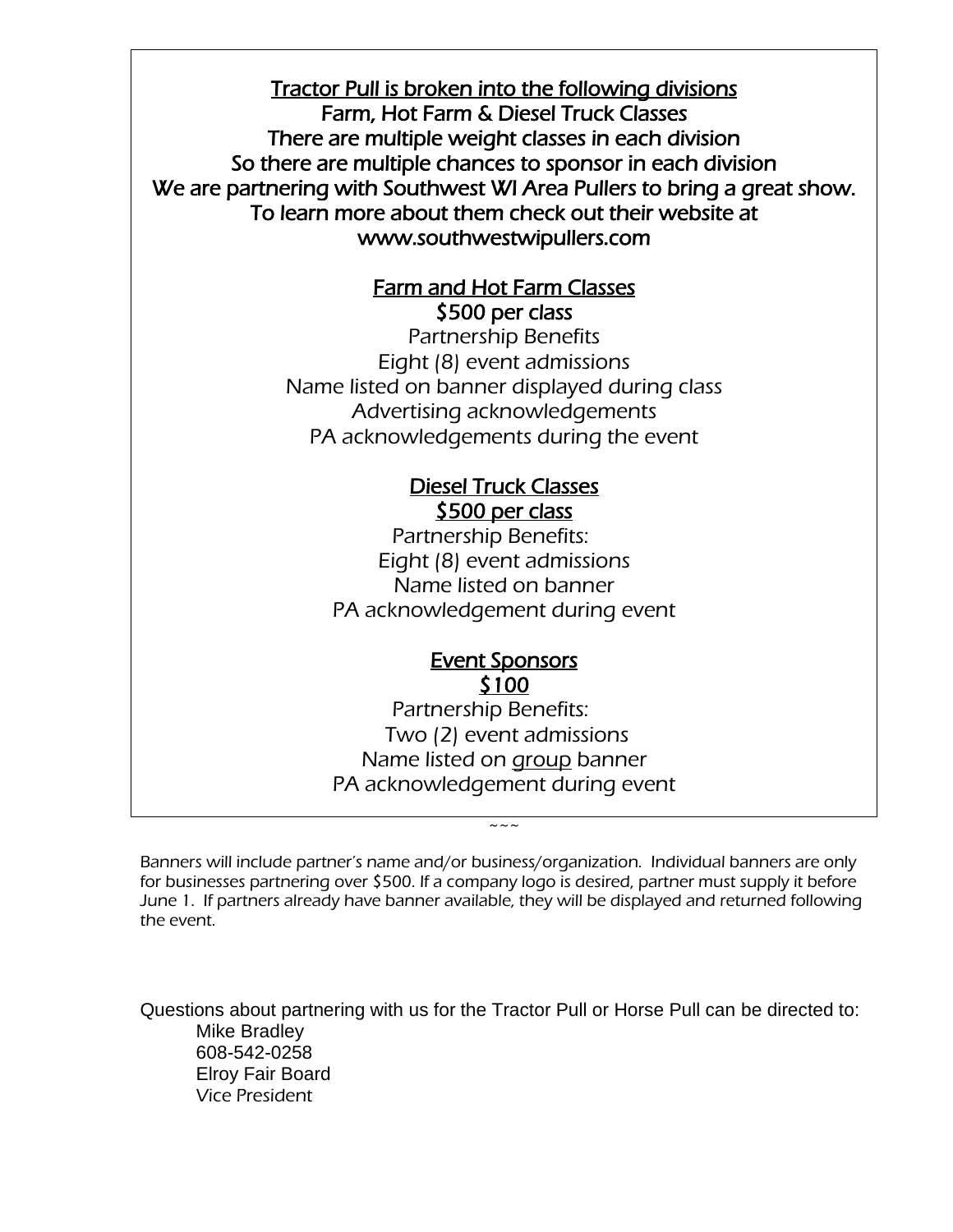<u>Tractor Pull is broken into the following divisions</u>

Farm, Hot Farm & Diesel Truck Classes

There are multiple weight classes in each division

So there are multiple chances to sponsor in each division

We are partnering with Southwest WI Area Pullers to bring a great show.

To learn more about them check out their website at

www.southwestwipullers.com

<u>Farm and Hot Farm Classes</u>

$500 per class

Partnership Benefits

Eight (8) event admissions

Name listed on banner displayed during class

Advertising acknowledgements

PA acknowledgements during the event

<u>Diesel Truck Classes</u>

<u>$500 per class</u>

Partnership Benefits:

Eight (8) event admissions

Name listed on banner

PA acknowledgement during event

<u>Event Sponsors</u>

<u>$100</u>

Partnership Benefits:

Two (2) event admissions

Name listed on <u>group</u> banner

PA acknowledgement during event

~~~

Banners will include partner's name and/or business/organization. Individual banners are only for businesses partnering over $500. If a company logo is desired, partner must supply it before June 1. If partners already have banner available, they will be displayed and returned following the event.

Questions about partnering with us for the Tractor Pull or Horse Pull can be directed to:

Mike Bradley
608-542-0258
Elroy Fair Board
Vice President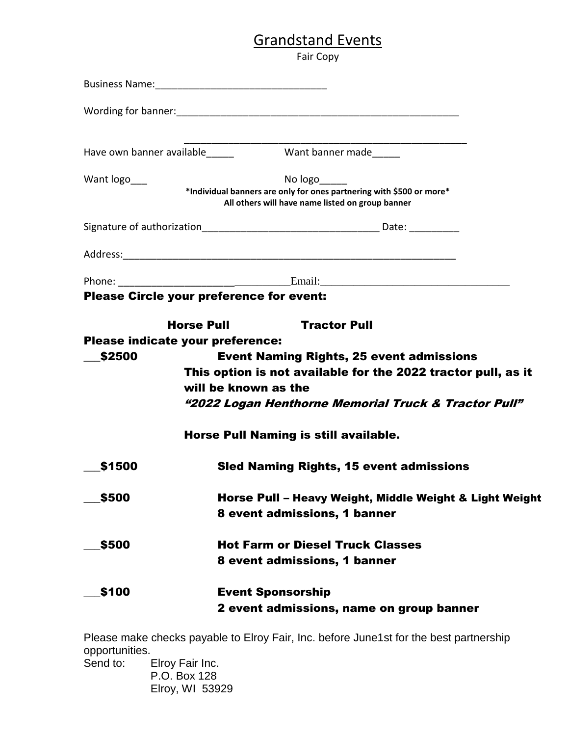# Grandstand Events

Fair Copy

Business Name:_______________________________

Wording for banner:____________________________________________________

____________________________________________________

Have own banner available_____ Want banner made_____

Want logo___ No logo_____

**\*Individual banners are only for ones partnering with $500 or more\***
**All others will have name listed on group banner**

Signature of authorization________________________________ Date: _________

Address:____________________________________________________________

Phone: ______________________________Email:___________________________________

**Please Circle your preference for event:**

**Horse Pull** **Tractor Pull**

**Please indicate your preference:**

__**$2500** **Event Naming Rights, 25 event admissions**

**This option is not available for the 2022 tractor pull, as it will be known as the**

***"2022 Logan Henthorne Memorial Truck & Tractor Pull"***

**Horse Pull Naming is still available.**

__**$1500** **Sled Naming Rights, 15 event admissions**

__**$500** **Horse Pull – Heavy Weight, Middle Weight & Light Weight**
**8 event admissions, 1 banner**

__**$500** **Hot Farm or Diesel Truck Classes**
**8 event admissions, 1 banner**

__**$100** **Event Sponsorship**
**2 event admissions, name on group banner**

Please make checks payable to Elroy Fair, Inc. before June1st for the best partnership opportunities.

Send to: Elroy Fair Inc.
P.O. Box 128
Elroy, WI 53929